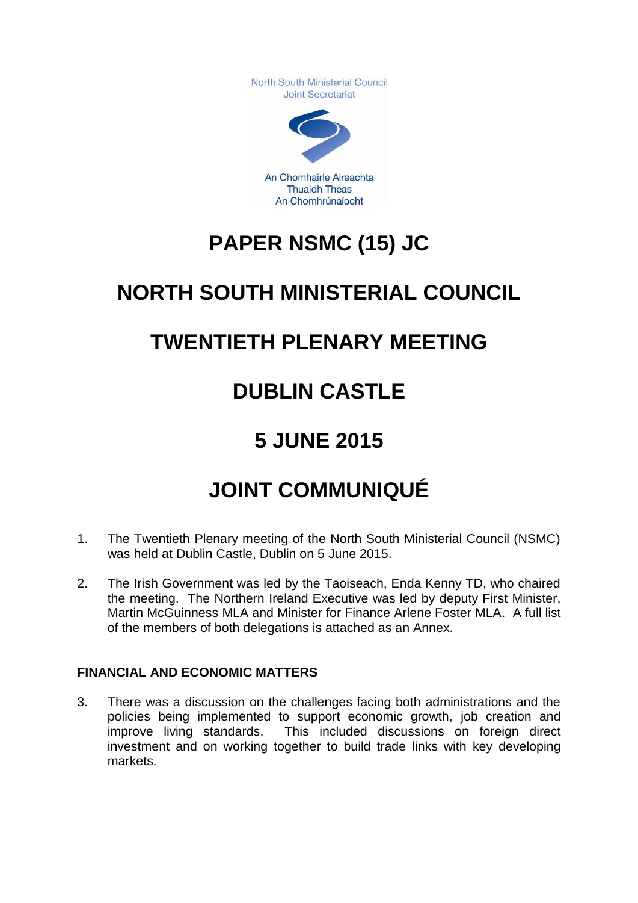North South Ministerial Council
Joint Secretariat

An Chomhairle Aireachta
Thuaidh Theas
An Chomhrúnaíocht

# PAPER NSMC (15) JC

# NORTH SOUTH MINISTERIAL COUNCIL

# TWENTIETH PLENARY MEETING

# DUBLIN CASTLE

# 5 JUNE 2015

# JOINT COMMUNIQUÉ

1. The Twentieth Plenary meeting of the North South Ministerial Council (NSMC) was held at Dublin Castle, Dublin on 5 June 2015.

2. The Irish Government was led by the Taoiseach, Enda Kenny TD, who chaired the meeting. The Northern Ireland Executive was led by deputy First Minister, Martin McGuinness MLA and Minister for Finance Arlene Foster MLA. A full list of the members of both delegations is attached as an Annex.

**FINANCIAL AND ECONOMIC MATTERS**

3. There was a discussion on the challenges facing both administrations and the policies being implemented to support economic growth, job creation and improve living standards. This included discussions on foreign direct investment and on working together to build trade links with key developing markets.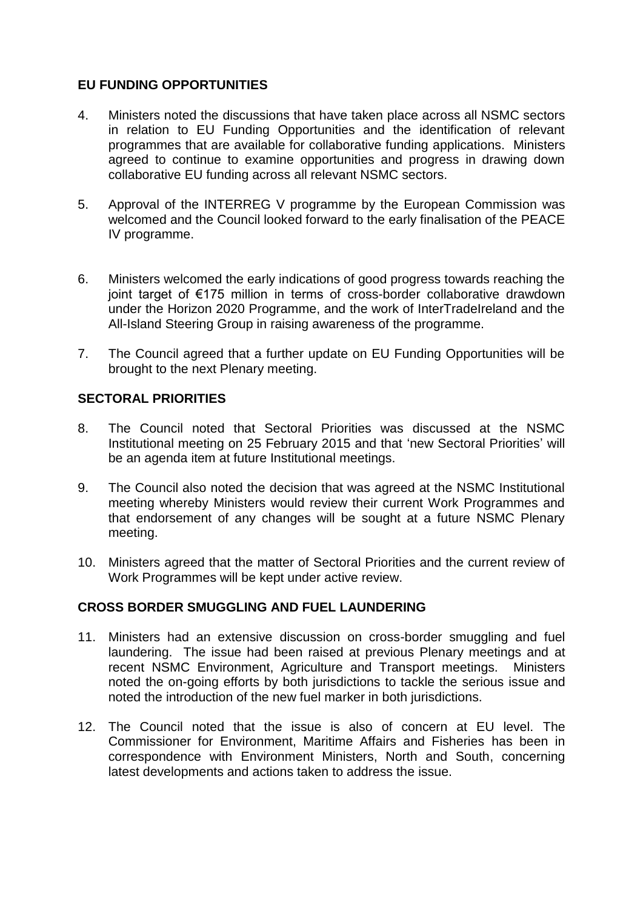## EU FUNDING OPPORTUNITIES

4. Ministers noted the discussions that have taken place across all NSMC sectors in relation to EU Funding Opportunities and the identification of relevant programmes that are available for collaborative funding applications. Ministers agreed to continue to examine opportunities and progress in drawing down collaborative EU funding across all relevant NSMC sectors.

5. Approval of the INTERREG V programme by the European Commission was welcomed and the Council looked forward to the early finalisation of the PEACE IV programme.

6. Ministers welcomed the early indications of good progress towards reaching the joint target of €175 million in terms of cross-border collaborative drawdown under the Horizon 2020 Programme, and the work of InterTradeIreland and the All-Island Steering Group in raising awareness of the programme.

7. The Council agreed that a further update on EU Funding Opportunities will be brought to the next Plenary meeting.

## SECTORAL PRIORITIES

8. The Council noted that Sectoral Priorities was discussed at the NSMC Institutional meeting on 25 February 2015 and that 'new Sectoral Priorities' will be an agenda item at future Institutional meetings.

9. The Council also noted the decision that was agreed at the NSMC Institutional meeting whereby Ministers would review their current Work Programmes and that endorsement of any changes will be sought at a future NSMC Plenary meeting.

10. Ministers agreed that the matter of Sectoral Priorities and the current review of Work Programmes will be kept under active review.

## CROSS BORDER SMUGGLING AND FUEL LAUNDERING

11. Ministers had an extensive discussion on cross-border smuggling and fuel laundering. The issue had been raised at previous Plenary meetings and at recent NSMC Environment, Agriculture and Transport meetings. Ministers noted the on-going efforts by both jurisdictions to tackle the serious issue and noted the introduction of the new fuel marker in both jurisdictions.

12. The Council noted that the issue is also of concern at EU level. The Commissioner for Environment, Maritime Affairs and Fisheries has been in correspondence with Environment Ministers, North and South, concerning latest developments and actions taken to address the issue.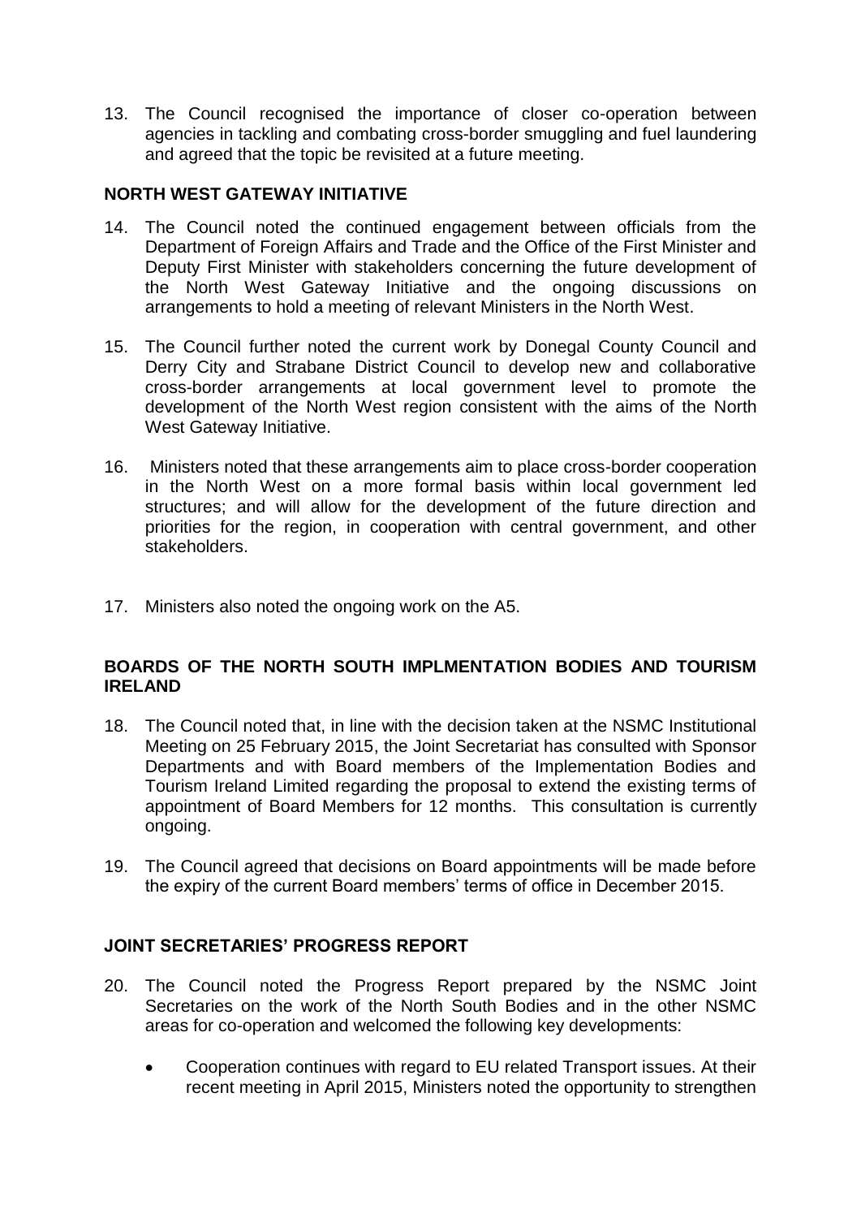13. The Council recognised the importance of closer co-operation between agencies in tackling and combating cross-border smuggling and fuel laundering and agreed that the topic be revisited at a future meeting.

## NORTH WEST GATEWAY INITIATIVE

14. The Council noted the continued engagement between officials from the Department of Foreign Affairs and Trade and the Office of the First Minister and Deputy First Minister with stakeholders concerning the future development of the North West Gateway Initiative and the ongoing discussions on arrangements to hold a meeting of relevant Ministers in the North West.

15. The Council further noted the current work by Donegal County Council and Derry City and Strabane District Council to develop new and collaborative cross-border arrangements at local government level to promote the development of the North West region consistent with the aims of the North West Gateway Initiative.

16. Ministers noted that these arrangements aim to place cross-border cooperation in the North West on a more formal basis within local government led structures; and will allow for the development of the future direction and priorities for the region, in cooperation with central government, and other stakeholders.

17. Ministers also noted the ongoing work on the A5.

## BOARDS OF THE NORTH SOUTH IMPLMENTATION BODIES AND TOURISM IRELAND

18. The Council noted that, in line with the decision taken at the NSMC Institutional Meeting on 25 February 2015, the Joint Secretariat has consulted with Sponsor Departments and with Board members of the Implementation Bodies and Tourism Ireland Limited regarding the proposal to extend the existing terms of appointment of Board Members for 12 months. This consultation is currently ongoing.

19. The Council agreed that decisions on Board appointments will be made before the expiry of the current Board members' terms of office in December 2015.

## JOINT SECRETARIES' PROGRESS REPORT

20. The Council noted the Progress Report prepared by the NSMC Joint Secretaries on the work of the North South Bodies and in the other NSMC areas for co-operation and welcomed the following key developments:

    - Cooperation continues with regard to EU related Transport issues. At their recent meeting in April 2015, Ministers noted the opportunity to strengthen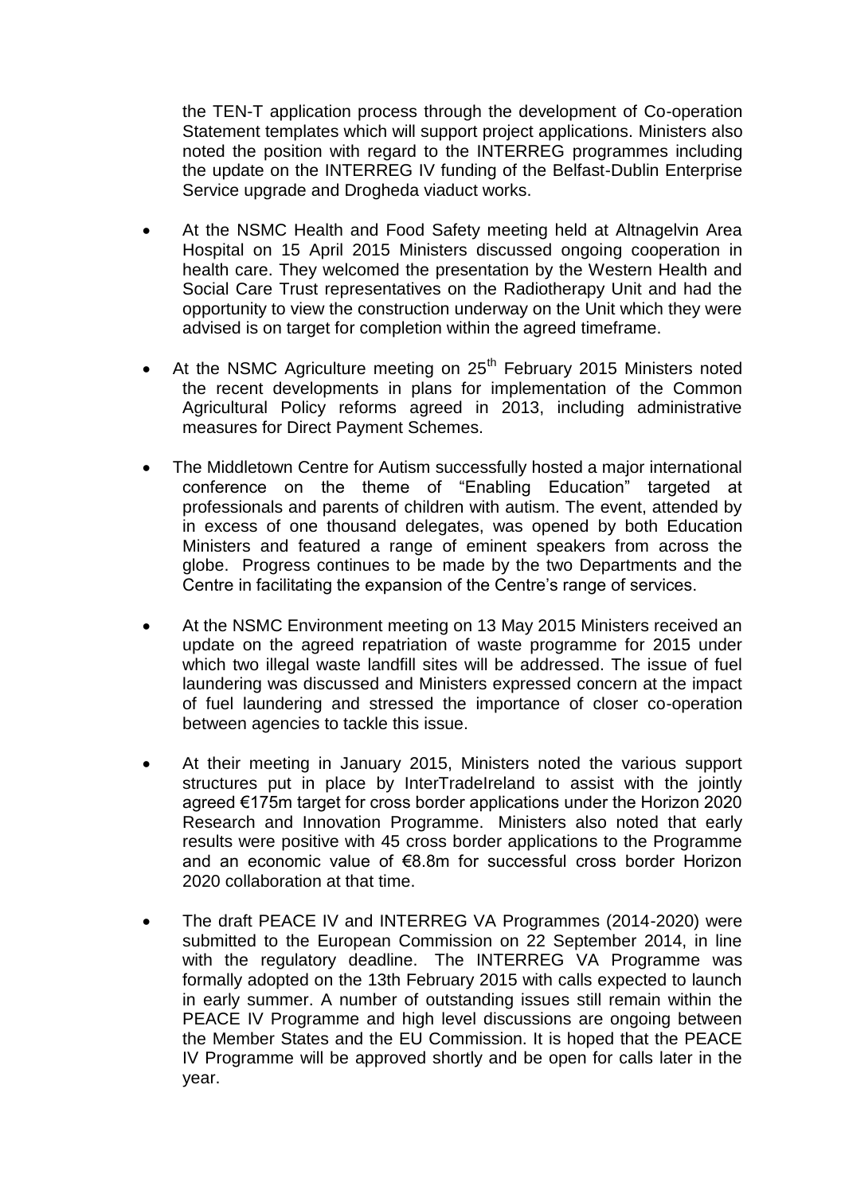the TEN-T application process through the development of Co-operation Statement templates which will support project applications. Ministers also noted the position with regard to the INTERREG programmes including the update on the INTERREG IV funding of the Belfast-Dublin Enterprise Service upgrade and Drogheda viaduct works.

- At the NSMC Health and Food Safety meeting held at Altnagelvin Area Hospital on 15 April 2015 Ministers discussed ongoing cooperation in health care. They welcomed the presentation by the Western Health and Social Care Trust representatives on the Radiotherapy Unit and had the opportunity to view the construction underway on the Unit which they were advised is on target for completion within the agreed timeframe.

- At the NSMC Agriculture meeting on 25th February 2015 Ministers noted the recent developments in plans for implementation of the Common Agricultural Policy reforms agreed in 2013, including administrative measures for Direct Payment Schemes.

- The Middletown Centre for Autism successfully hosted a major international conference on the theme of "Enabling Education" targeted at professionals and parents of children with autism. The event, attended by in excess of one thousand delegates, was opened by both Education Ministers and featured a range of eminent speakers from across the globe. Progress continues to be made by the two Departments and the Centre in facilitating the expansion of the Centre's range of services.

- At the NSMC Environment meeting on 13 May 2015 Ministers received an update on the agreed repatriation of waste programme for 2015 under which two illegal waste landfill sites will be addressed. The issue of fuel laundering was discussed and Ministers expressed concern at the impact of fuel laundering and stressed the importance of closer co-operation between agencies to tackle this issue.

- At their meeting in January 2015, Ministers noted the various support structures put in place by InterTradeIreland to assist with the jointly agreed €175m target for cross border applications under the Horizon 2020 Research and Innovation Programme. Ministers also noted that early results were positive with 45 cross border applications to the Programme and an economic value of €8.8m for successful cross border Horizon 2020 collaboration at that time.

- The draft PEACE IV and INTERREG VA Programmes (2014-2020) were submitted to the European Commission on 22 September 2014, in line with the regulatory deadline. The INTERREG VA Programme was formally adopted on the 13th February 2015 with calls expected to launch in early summer. A number of outstanding issues still remain within the PEACE IV Programme and high level discussions are ongoing between the Member States and the EU Commission. It is hoped that the PEACE IV Programme will be approved shortly and be open for calls later in the year.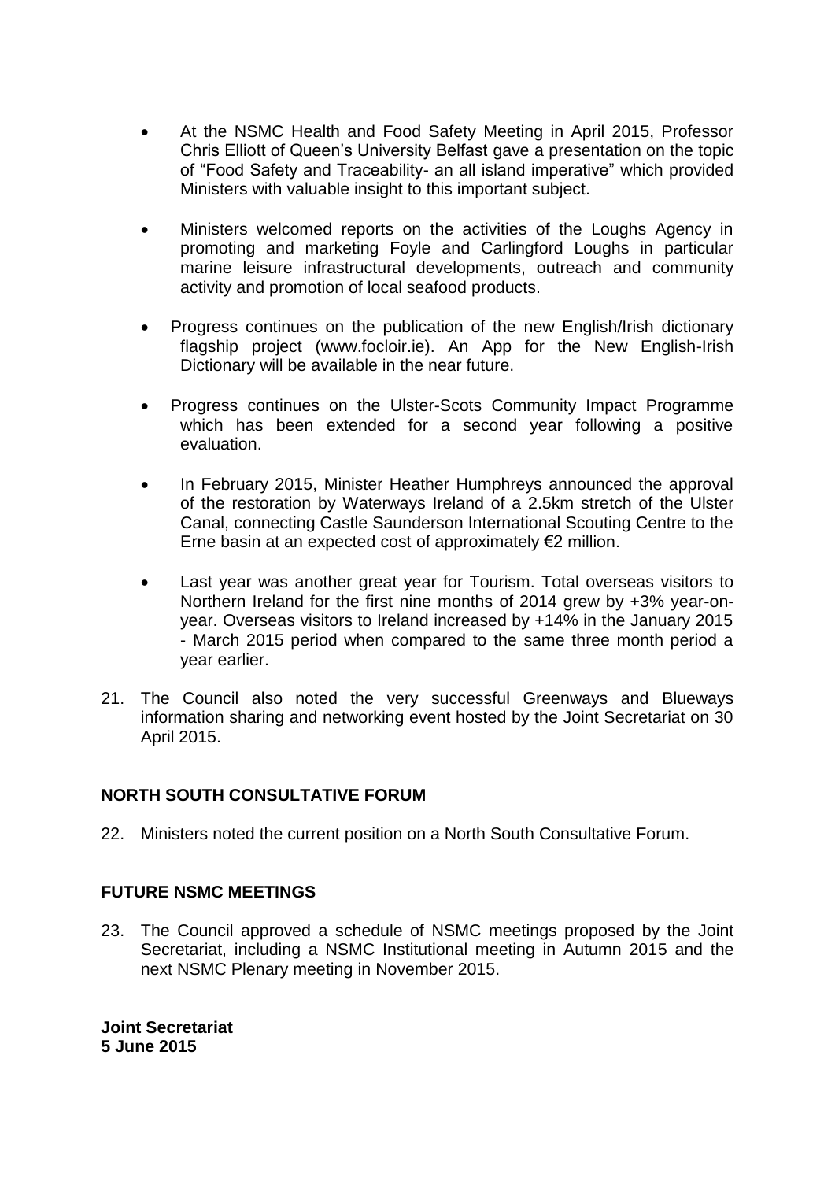- At the NSMC Health and Food Safety Meeting in April 2015, Professor Chris Elliott of Queen's University Belfast gave a presentation on the topic of "Food Safety and Traceability- an all island imperative" which provided Ministers with valuable insight to this important subject.

- Ministers welcomed reports on the activities of the Loughs Agency in promoting and marketing Foyle and Carlingford Loughs in particular marine leisure infrastructural developments, outreach and community activity and promotion of local seafood products.

- Progress continues on the publication of the new English/Irish dictionary flagship project (www.focloir.ie). An App for the New English-Irish Dictionary will be available in the near future.

- Progress continues on the Ulster-Scots Community Impact Programme which has been extended for a second year following a positive evaluation.

- In February 2015, Minister Heather Humphreys announced the approval of the restoration by Waterways Ireland of a 2.5km stretch of the Ulster Canal, connecting Castle Saunderson International Scouting Centre to the Erne basin at an expected cost of approximately €2 million.

- Last year was another great year for Tourism. Total overseas visitors to Northern Ireland for the first nine months of 2014 grew by +3% year-on-year. Overseas visitors to Ireland increased by +14% in the January 2015 - March 2015 period when compared to the same three month period a year earlier.

21. The Council also noted the very successful Greenways and Blueways information sharing and networking event hosted by the Joint Secretariat on 30 April 2015.

## NORTH SOUTH CONSULTATIVE FORUM

22. Ministers noted the current position on a North South Consultative Forum.

## FUTURE NSMC MEETINGS

23. The Council approved a schedule of NSMC meetings proposed by the Joint Secretariat, including a NSMC Institutional meeting in Autumn 2015 and the next NSMC Plenary meeting in November 2015.

**Joint Secretariat**
**5 June 2015**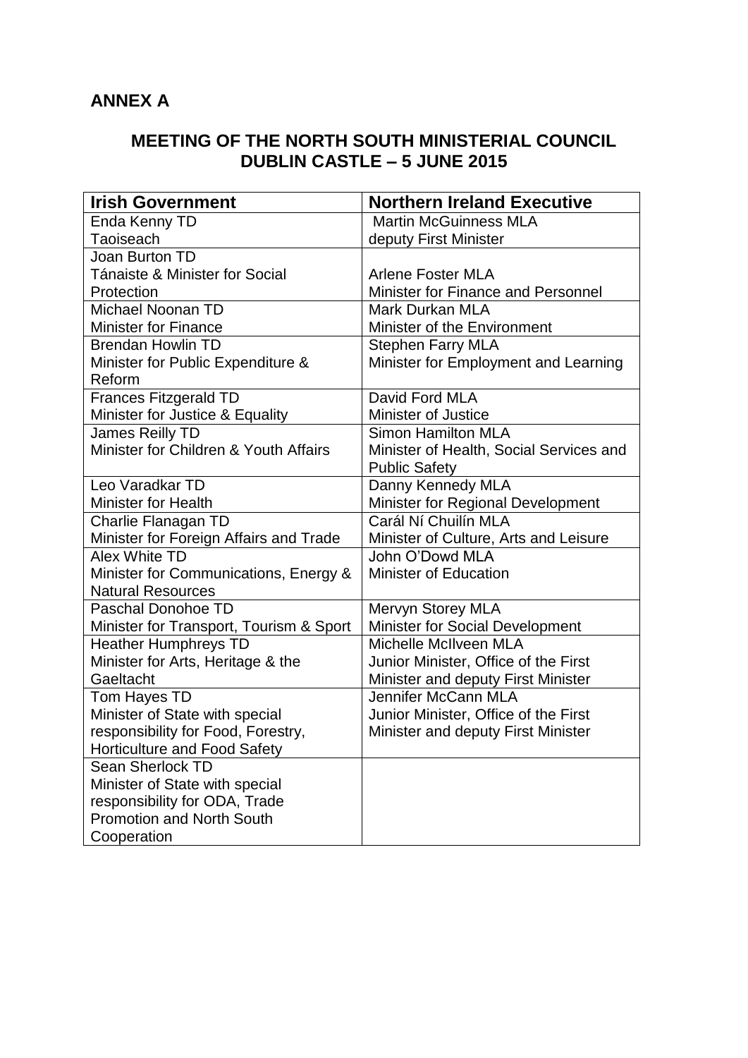**ANNEX A**

**MEETING OF THE NORTH SOUTH MINISTERIAL COUNCIL DUBLIN CASTLE – 5 JUNE 2015**

| Irish Government | Northern Ireland Executive |
|---|---|
| Enda Kenny TD<br>Taoiseach | Martin McGuinness MLA<br>deputy First Minister |
| Joan Burton TD<br>Tánaiste & Minister for Social Protection | Arlene Foster MLA<br>Minister for Finance and Personnel |
| Michael Noonan TD<br>Minister for Finance | Mark Durkan MLA<br>Minister of the Environment |
| Brendan Howlin TD<br>Minister for Public Expenditure & Reform | Stephen Farry MLA<br>Minister for Employment and Learning |
| Frances Fitzgerald TD<br>Minister for Justice & Equality | David Ford MLA<br>Minister of Justice |
| James Reilly TD<br>Minister for Children & Youth Affairs | Simon Hamilton MLA<br>Minister of Health, Social Services and Public Safety |
| Leo Varadkar TD<br>Minister for Health | Danny Kennedy MLA<br>Minister for Regional Development |
| Charlie Flanagan TD<br>Minister for Foreign Affairs and Trade | Carál Ní Chuilín MLA<br>Minister of Culture, Arts and Leisure |
| Alex White TD<br>Minister for Communications, Energy & Natural Resources | John O'Dowd MLA<br>Minister of Education |
| Paschal Donohoe TD<br>Minister for Transport, Tourism & Sport | Mervyn Storey MLA<br>Minister for Social Development |
| Heather Humphreys TD<br>Minister for Arts, Heritage & the Gaeltacht | Michelle McIlveen MLA<br>Junior Minister, Office of the First Minister and deputy First Minister |
| Tom Hayes TD<br>Minister of State with special responsibility for Food, Forestry, Horticulture and Food Safety | Jennifer McCann MLA<br>Junior Minister, Office of the First Minister and deputy First Minister |
| Sean Sherlock TD<br>Minister of State with special responsibility for ODA, Trade Promotion and North South Cooperation | |